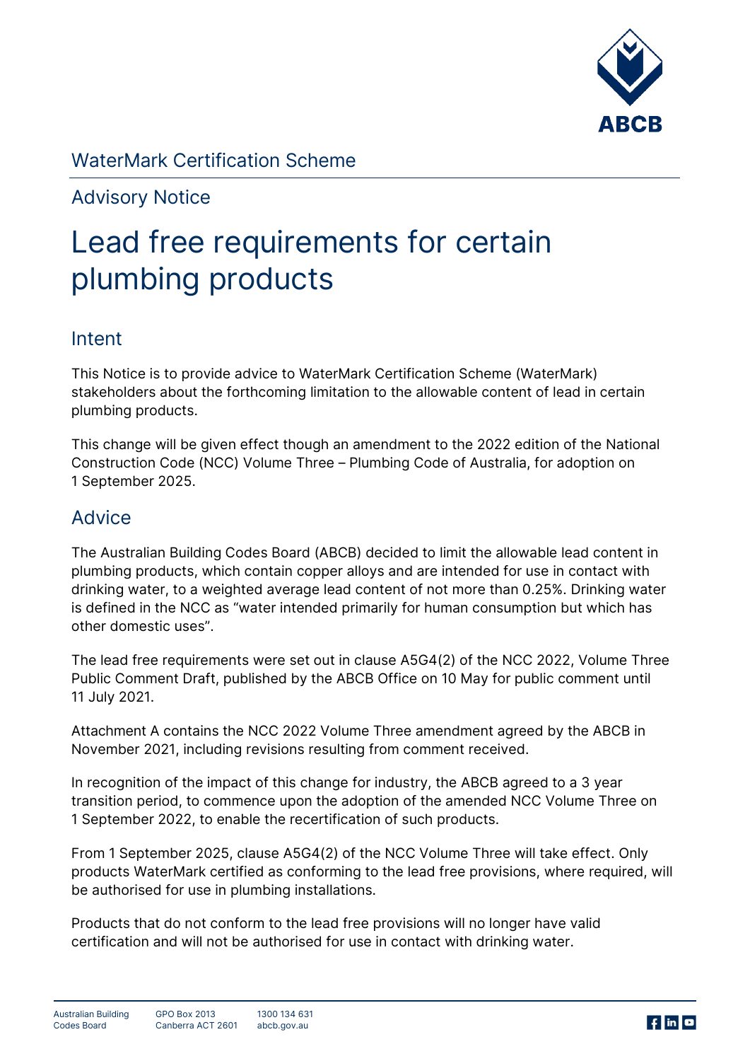WaterMark Certification Scheme

Advisory Notice

# Lead free requirements for certain plumbing products

## Intent

This Notice is to provide advice to WaterMark Certification Scheme (WaterMark) stakeholders about the forthcoming limitation to the allowable content of lead in certain plumbing products.

This change will be given effect though an amendment to the 2022 edition of the National Construction Code (NCC) Volume Three – Plumbing Code of Australia, for adoption on 1 September 2025.

## Advice

The Australian Building Codes Board (ABCB) decided to limit the allowable lead content in plumbing products, which contain copper alloys and are intended for use in contact with drinking water, to a weighted average lead content of not more than 0.25%. Drinking water is defined in the NCC as "water intended primarily for human consumption but which has other domestic uses".

The lead free requirements were set out in clause A5G4(2) of the NCC 2022, Volume Three Public Comment Draft, published by the ABCB Office on 10 May for public comment until 11 July 2021.

Attachment A contains the NCC 2022 Volume Three amendment agreed by the ABCB in November 2021, including revisions resulting from comment received.

In recognition of the impact of this change for industry, the ABCB agreed to a 3 year transition period, to commence upon the adoption of the amended NCC Volume Three on 1 September 2022, to enable the recertification of such products.

From 1 September 2025, clause A5G4(2) of the NCC Volume Three will take effect. Only products WaterMark certified as conforming to the lead free provisions, where required, will be authorised for use in plumbing installations.

Products that do not conform to the lead free provisions will no longer have valid certification and will not be authorised for use in contact with drinking water.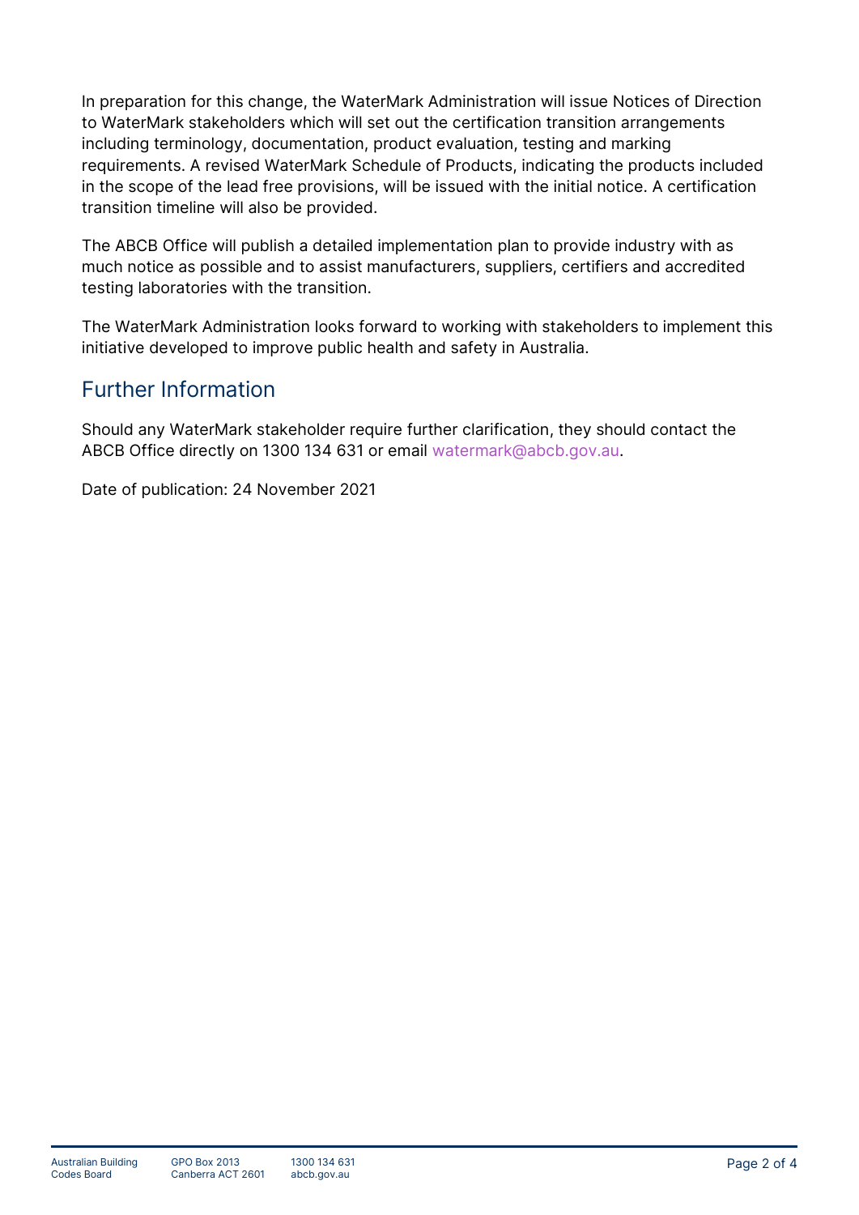In preparation for this change, the WaterMark Administration will issue Notices of Direction to WaterMark stakeholders which will set out the certification transition arrangements including terminology, documentation, product evaluation, testing and marking requirements. A revised WaterMark Schedule of Products, indicating the products included in the scope of the lead free provisions, will be issued with the initial notice. A certification transition timeline will also be provided.

The ABCB Office will publish a detailed implementation plan to provide industry with as much notice as possible and to assist manufacturers, suppliers, certifiers and accredited testing laboratories with the transition.

The WaterMark Administration looks forward to working with stakeholders to implement this initiative developed to improve public health and safety in Australia.

## Further Information

Should any WaterMark stakeholder require further clarification, they should contact the ABCB Office directly on 1300 134 631 or email watermark@abcb.gov.au.

Date of publication: 24 November 2021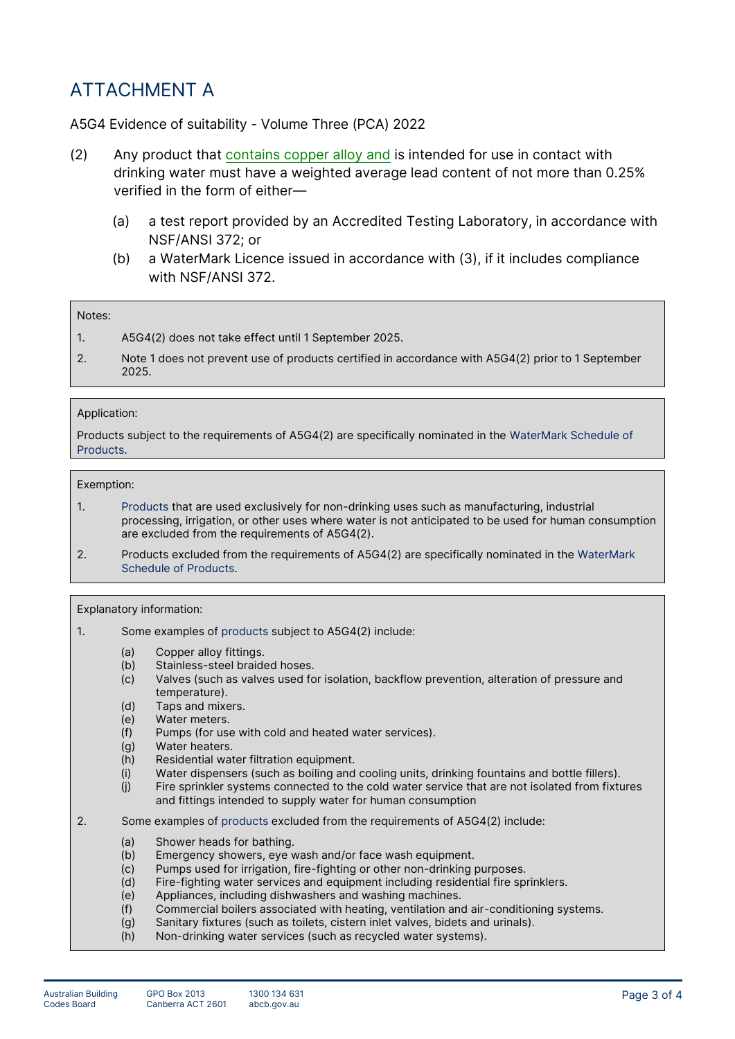# ATTACHMENT A

A5G4 Evidence of suitability - Volume Three (PCA) 2022

(2) Any product that contains copper alloy and is intended for use in contact with drinking water must have a weighted average lead content of not more than 0.25% verified in the form of either—

(a) a test report provided by an Accredited Testing Laboratory, in accordance with NSF/ANSI 372; or

(b) a WaterMark Licence issued in accordance with (3), if it includes compliance with NSF/ANSI 372.

> Notes:
>
> 1. A5G4(2) does not take effect until 1 September 2025.
> 2. Note 1 does not prevent use of products certified in accordance with A5G4(2) prior to 1 September 2025.

> Application:
>
> Products subject to the requirements of A5G4(2) are specifically nominated in the WaterMark Schedule of Products.

> Exemption:
>
> 1. Products that are used exclusively for non-drinking uses such as manufacturing, industrial processing, irrigation, or other uses where water is not anticipated to be used for human consumption are excluded from the requirements of A5G4(2).
> 2. Products excluded from the requirements of A5G4(2) are specifically nominated in the WaterMark Schedule of Products.

> Explanatory information:
>
> 1. Some examples of products subject to A5G4(2) include:
>    - (a) Copper alloy fittings.
>    - (b) Stainless-steel braided hoses.
>    - (c) Valves (such as valves used for isolation, backflow prevention, alteration of pressure and temperature).
>    - (d) Taps and mixers.
>    - (e) Water meters.
>    - (f) Pumps (for use with cold and heated water services).
>    - (g) Water heaters.
>    - (h) Residential water filtration equipment.
>    - (i) Water dispensers (such as boiling and cooling units, drinking fountains and bottle fillers).
>    - (j) Fire sprinkler systems connected to the cold water service that are not isolated from fixtures and fittings intended to supply water for human consumption
> 2. Some examples of products excluded from the requirements of A5G4(2) include:
>    - (a) Shower heads for bathing.
>    - (b) Emergency showers, eye wash and/or face wash equipment.
>    - (c) Pumps used for irrigation, fire-fighting or other non-drinking purposes.
>    - (d) Fire-fighting water services and equipment including residential fire sprinklers.
>    - (e) Appliances, including dishwashers and washing machines.
>    - (f) Commercial boilers associated with heating, ventilation and air-conditioning systems.
>    - (g) Sanitary fixtures (such as toilets, cistern inlet valves, bidets and urinals).
>    - (h) Non-drinking water services (such as recycled water systems).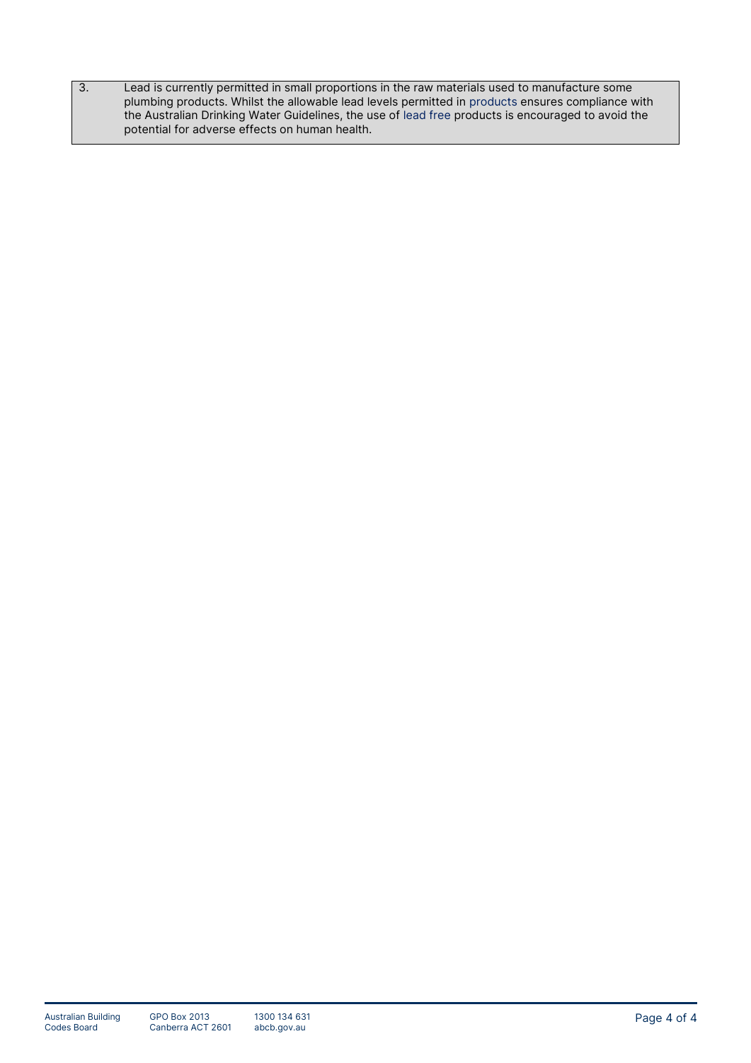3. Lead is currently permitted in small proportions in the raw materials used to manufacture some plumbing products. Whilst the allowable lead levels permitted in products ensures compliance with the Australian Drinking Water Guidelines, the use of lead free products is encouraged to avoid the potential for adverse effects on human health.